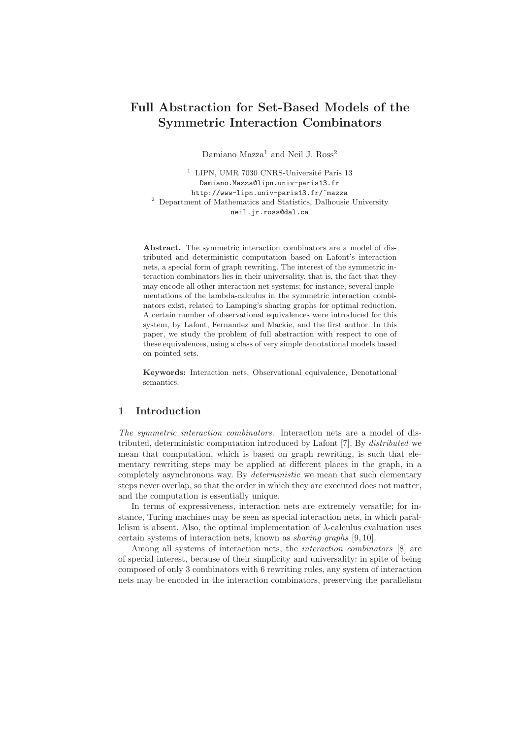# Full Abstraction for Set-Based Models of the Symmetric Interaction Combinators

Damiano Mazza[1] and Neil J. Ross[2]

[1] LIPN, UMR 7030 CNRS-Université Paris 13
Damiano.Mazza@lipn.univ-paris13.fr
http://www-lipn.univ-paris13.fr/~mazza

[2] Department of Mathematics and Statistics, Dalhousie University
neil.jr.ross@dal.ca

**Abstract.** The symmetric interaction combinators are a model of distributed and deterministic computation based on Lafont's interaction nets, a special form of graph rewriting. The interest of the symmetric interaction combinators lies in their universality, that is, the fact that they may encode all other interaction net systems; for instance, several implementations of the lambda-calculus in the symmetric interaction combinators exist, related to Lamping's sharing graphs for optimal reduction. A certain number of observational equivalences were introduced for this system, by Lafont, Fernandez and Mackie, and the first author. In this paper, we study the problem of full abstraction with respect to one of these equivalences, using a class of very simple denotational models based on pointed sets.

**Keywords:** Interaction nets, Observational equivalence, Denotational semantics.

## 1 Introduction

*The symmetric interaction combinators.* Interaction nets are a model of distributed, deterministic computation introduced by Lafont [7]. By *distributed* we mean that computation, which is based on graph rewriting, is such that elementary rewriting steps may be applied at different places in the graph, in a completely asynchronous way. By *deterministic* we mean that such elementary steps never overlap, so that the order in which they are executed does not matter, and the computation is essentially unique.

In terms of expressiveness, interaction nets are extremely versatile; for instance, Turing machines may be seen as special interaction nets, in which parallelism is absent. Also, the optimal implementation of $\lambda$-calculus evaluation uses certain systems of interaction nets, known as *sharing graphs* [9, 10].

Among all systems of interaction nets, the *interaction combinators* [8] are of special interest, because of their simplicity and universality: in spite of being composed of only 3 combinators with 6 rewriting rules, any system of interaction nets may be encoded in the interaction combinators, preserving the parallelism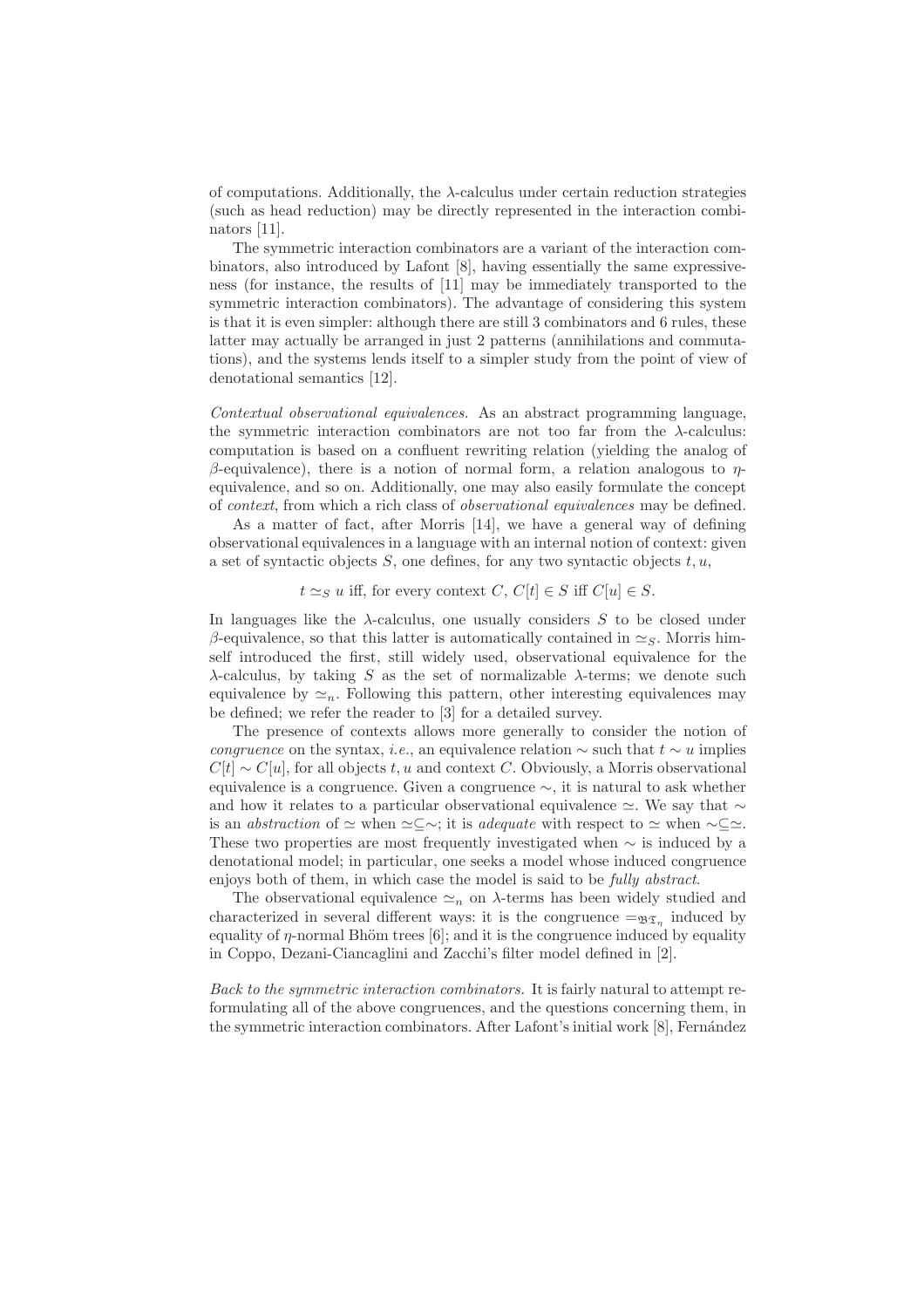of computations. Additionally, the $\lambda$-calculus under certain reduction strategies (such as head reduction) may be directly represented in the interaction combinators [11].

The symmetric interaction combinators are a variant of the interaction combinators, also introduced by Lafont [8], having essentially the same expressiveness (for instance, the results of [11] may be immediately transported to the symmetric interaction combinators). The advantage of considering this system is that it is even simpler: although there are still 3 combinators and 6 rules, these latter may actually be arranged in just 2 patterns (annihilations and commutations), and the systems lends itself to a simpler study from the point of view of denotational semantics [12].

*Contextual observational equivalences.* As an abstract programming language, the symmetric interaction combinators are not too far from the $\lambda$-calculus: computation is based on a confluent rewriting relation (yielding the analog of $\beta$-equivalence), there is a notion of normal form, a relation analogous to $\eta$-equivalence, and so on. Additionally, one may also easily formulate the concept of *context*, from which a rich class of *observational equivalences* may be defined.

As a matter of fact, after Morris [14], we have a general way of defining observational equivalences in a language with an internal notion of context: given a set of syntactic objects $S$, one defines, for any two syntactic objects $t, u$,

$$t \simeq_S u \text{ iff, for every context } C,\ C[t] \in S \text{ iff } C[u] \in S.$$

In languages like the $\lambda$-calculus, one usually considers $S$ to be closed under $\beta$-equivalence, so that this latter is automatically contained in $\simeq_S$. Morris himself introduced the first, still widely used, observational equivalence for the $\lambda$-calculus, by taking $S$ as the set of normalizable $\lambda$-terms; we denote such equivalence by $\simeq_n$. Following this pattern, other interesting equivalences may be defined; we refer the reader to [3] for a detailed survey.

The presence of contexts allows more generally to consider the notion of *congruence* on the syntax, *i.e.*, an equivalence relation $\sim$ such that $t \sim u$ implies $C[t] \sim C[u]$, for all objects $t, u$ and context $C$. Obviously, a Morris observational equivalence is a congruence. Given a congruence $\sim$, it is natural to ask whether and how it relates to a particular observational equivalence $\simeq$. We say that $\sim$ is an *abstraction* of $\simeq$ when $\simeq \subseteq \sim$; it is *adequate* with respect to $\simeq$ when $\sim \subseteq \simeq$. These two properties are most frequently investigated when $\sim$ is induced by a denotational model; in particular, one seeks a model whose induced congruence enjoys both of them, in which case the model is said to be *fully abstract*.

The observational equivalence $\simeq_n$ on $\lambda$-terms has been widely studied and characterized in several different ways: it is the congruence $=_{\mathfrak{BT}_\eta}$ induced by equality of $\eta$-normal Bhöm trees [6]; and it is the congruence induced by equality in Coppo, Dezani-Ciancaglini and Zacchi's filter model defined in [2].

*Back to the symmetric interaction combinators.* It is fairly natural to attempt reformulating all of the above congruences, and the questions concerning them, in the symmetric interaction combinators. After Lafont's initial work [8], Fernández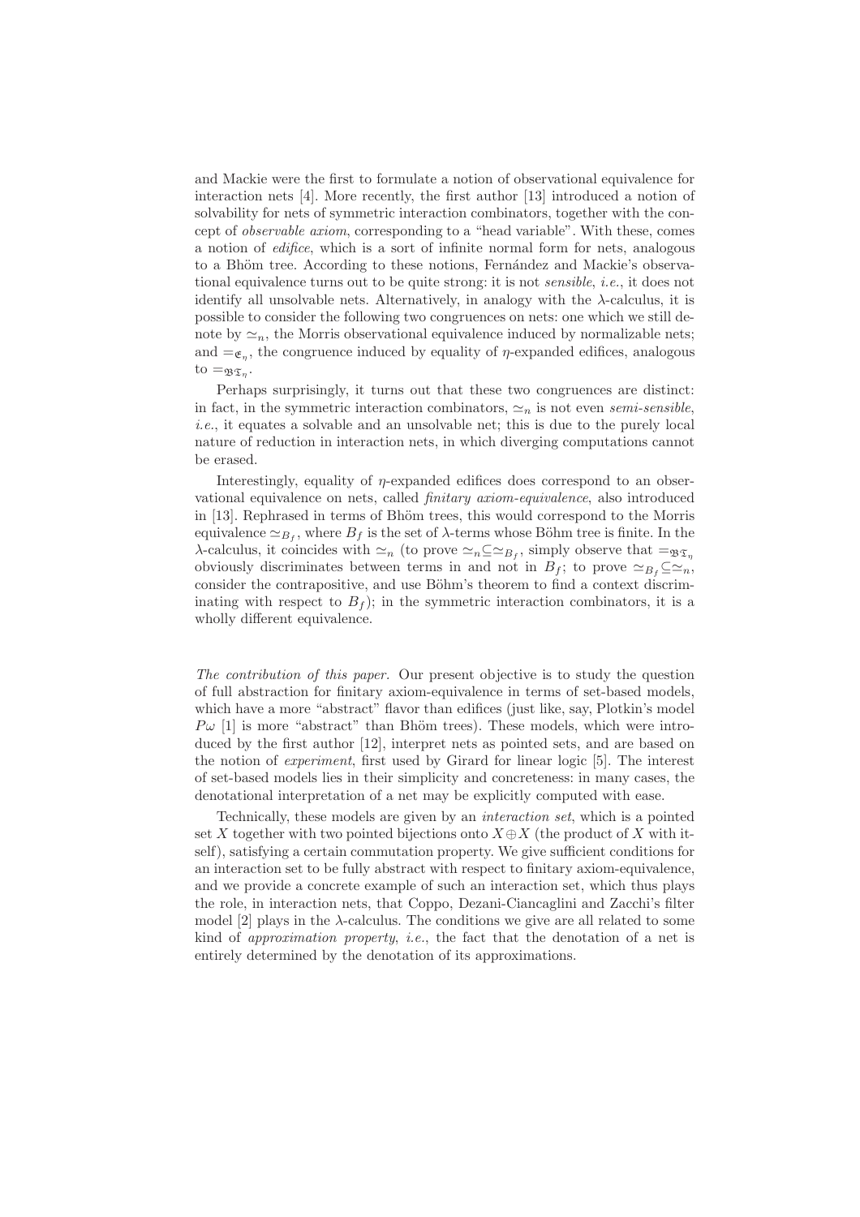and Mackie were the first to formulate a notion of observational equivalence for interaction nets [4]. More recently, the first author [13] introduced a notion of solvability for nets of symmetric interaction combinators, together with the concept of *observable axiom*, corresponding to a "head variable". With these, comes a notion of *edifice*, which is a sort of infinite normal form for nets, analogous to a Bhöm tree. According to these notions, Fernández and Mackie's observational equivalence turns out to be quite strong: it is not *sensible*, *i.e.*, it does not identify all unsolvable nets. Alternatively, in analogy with the λ-calculus, it is possible to consider the following two congruences on nets: one which we still denote by $\simeq_n$, the Morris observational equivalence induced by normalizable nets; and $=_{\mathfrak{E}_\eta}$, the congruence induced by equality of η-expanded edifices, analogous to $=_{\mathfrak{BT}_\eta}$.

Perhaps surprisingly, it turns out that these two congruences are distinct: in fact, in the symmetric interaction combinators, $\simeq_n$ is not even *semi-sensible*, *i.e.*, it equates a solvable and an unsolvable net; this is due to the purely local nature of reduction in interaction nets, in which diverging computations cannot be erased.

Interestingly, equality of η-expanded edifices does correspond to an observational equivalence on nets, called *finitary axiom-equivalence*, also introduced in [13]. Rephrased in terms of Bhöm trees, this would correspond to the Morris equivalence $\simeq_{B_f}$, where $B_f$ is the set of λ-terms whose Böhm tree is finite. In the λ-calculus, it coincides with $\simeq_n$ (to prove $\simeq_n \subseteq \simeq_{B_f}$, simply observe that $=_{\mathfrak{BT}_\eta}$ obviously discriminates between terms in and not in $B_f$; to prove $\simeq_{B_f} \subseteq \simeq_n$, consider the contrapositive, and use Böhm's theorem to find a context discriminating with respect to $B_f$); in the symmetric interaction combinators, it is a wholly different equivalence.

*The contribution of this paper.* Our present objective is to study the question of full abstraction for finitary axiom-equivalence in terms of set-based models, which have a more "abstract" flavor than edifices (just like, say, Plotkin's model $P\omega$ [1] is more "abstract" than Bhöm trees). These models, which were introduced by the first author [12], interpret nets as pointed sets, and are based on the notion of *experiment*, first used by Girard for linear logic [5]. The interest of set-based models lies in their simplicity and concreteness: in many cases, the denotational interpretation of a net may be explicitly computed with ease.

Technically, these models are given by an *interaction set*, which is a pointed set $X$ together with two pointed bijections onto $X \oplus X$ (the product of $X$ with itself), satisfying a certain commutation property. We give sufficient conditions for an interaction set to be fully abstract with respect to finitary axiom-equivalence, and we provide a concrete example of such an interaction set, which thus plays the role, in interaction nets, that Coppo, Dezani-Ciancaglini and Zacchi's filter model [2] plays in the λ-calculus. The conditions we give are all related to some kind of *approximation property*, *i.e.*, the fact that the denotation of a net is entirely determined by the denotation of its approximations.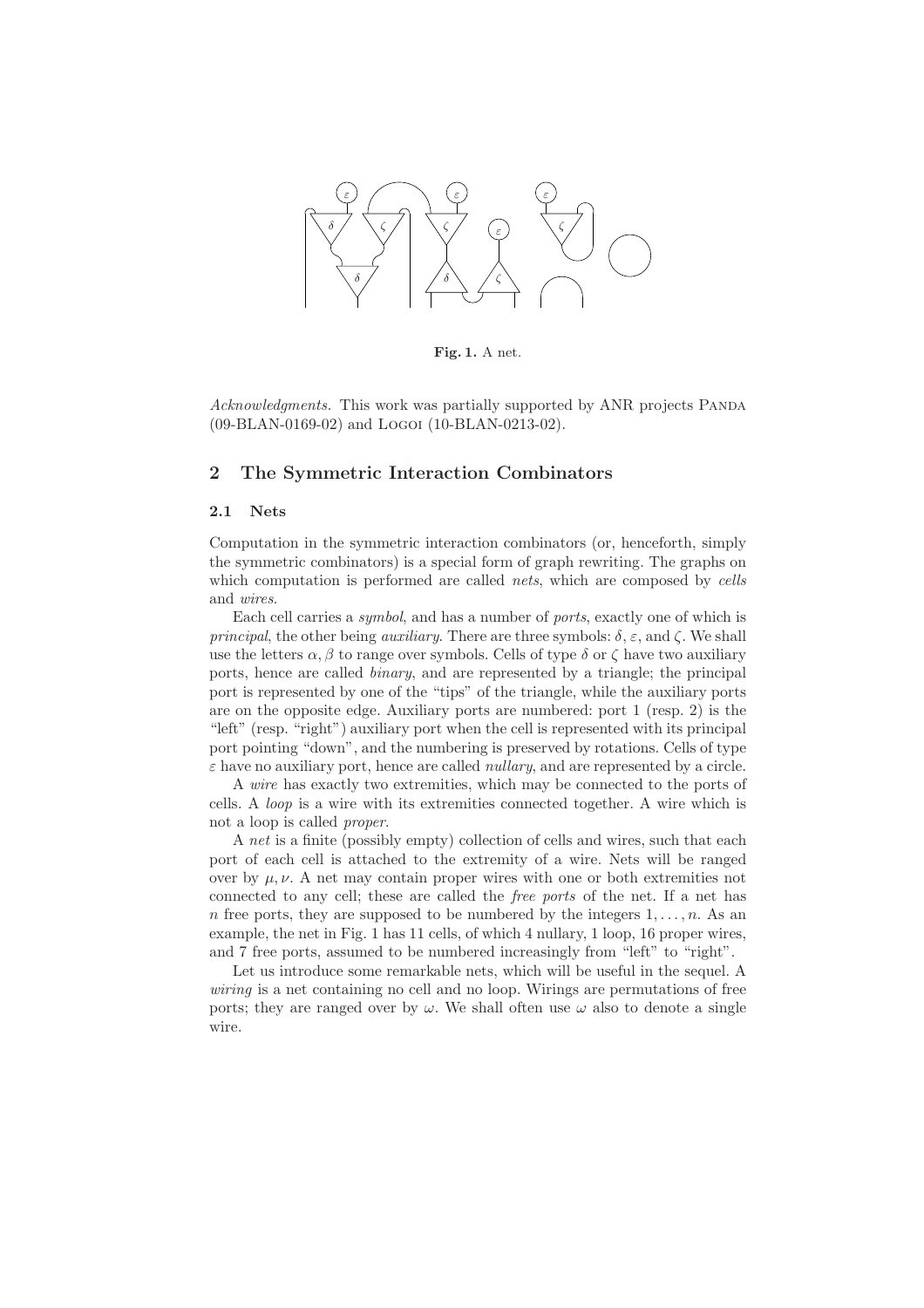**Fig. 1.** A net.

*Acknowledgments.* This work was partially supported by ANR projects Panda (09-BLAN-0169-02) and Logoi (10-BLAN-0213-02).

## 2 The Symmetric Interaction Combinators

### 2.1 Nets

Computation in the symmetric interaction combinators (or, henceforth, simply the symmetric combinators) is a special form of graph rewriting. The graphs on which computation is performed are called *nets*, which are composed by *cells* and *wires*.

Each cell carries a *symbol*, and has a number of *ports*, exactly one of which is *principal*, the other being *auxiliary*. There are three symbols: $\delta$, $\varepsilon$, and $\zeta$. We shall use the letters $\alpha, \beta$ to range over symbols. Cells of type $\delta$ or $\zeta$ have two auxiliary ports, hence are called *binary*, and are represented by a triangle; the principal port is represented by one of the "tips" of the triangle, while the auxiliary ports are on the opposite edge. Auxiliary ports are numbered: port 1 (resp. 2) is the "left" (resp. "right") auxiliary port when the cell is represented with its principal port pointing "down", and the numbering is preserved by rotations. Cells of type $\varepsilon$ have no auxiliary port, hence are called *nullary*, and are represented by a circle.

A *wire* has exactly two extremities, which may be connected to the ports of cells. A *loop* is a wire with its extremities connected together. A wire which is not a loop is called *proper*.

A *net* is a finite (possibly empty) collection of cells and wires, such that each port of each cell is attached to the extremity of a wire. Nets will be ranged over by $\mu, \nu$. A net may contain proper wires with one or both extremities not connected to any cell; these are called the *free ports* of the net. If a net has $n$ free ports, they are supposed to be numbered by the integers $1, \ldots, n$. As an example, the net in Fig. 1 has 11 cells, of which 4 nullary, 1 loop, 16 proper wires, and 7 free ports, assumed to be numbered increasingly from "left" to "right".

Let us introduce some remarkable nets, which will be useful in the sequel. A *wiring* is a net containing no cell and no loop. Wirings are permutations of free ports; they are ranged over by $\omega$. We shall often use $\omega$ also to denote a single wire.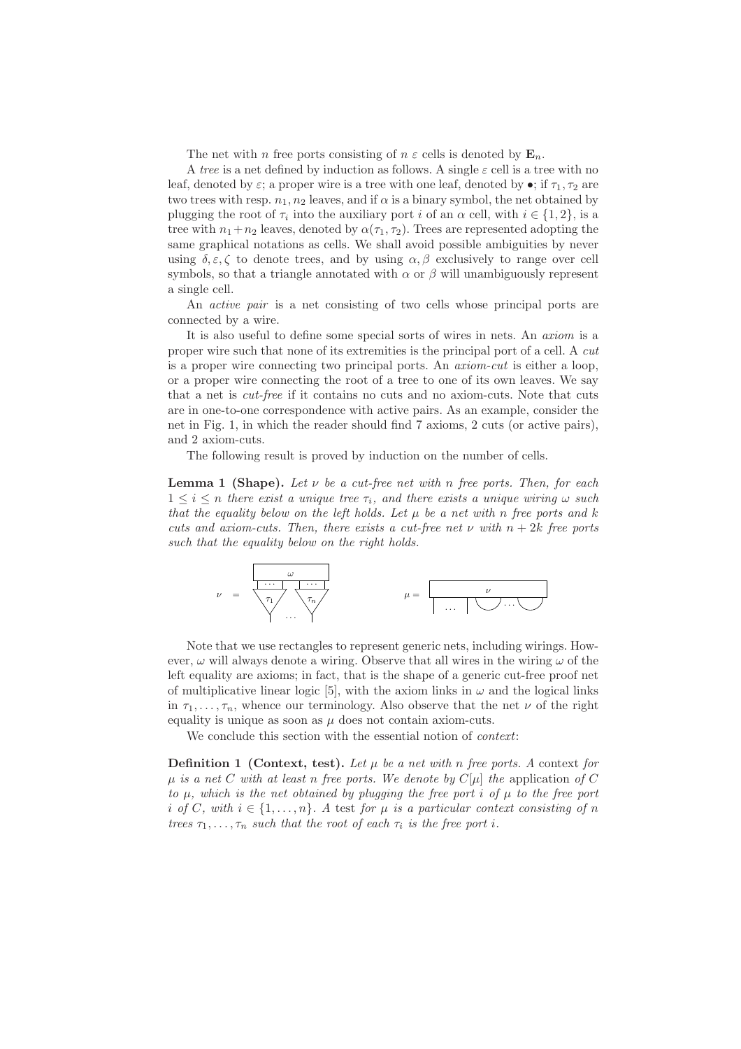The net with $n$ free ports consisting of $n$ $\varepsilon$ cells is denoted by $\mathbf{E}_n$.

A *tree* is a net defined by induction as follows. A single $\varepsilon$ cell is a tree with no leaf, denoted by $\varepsilon$; a proper wire is a tree with one leaf, denoted by $\bullet$; if $\tau_1, \tau_2$ are two trees with resp. $n_1, n_2$ leaves, and if $\alpha$ is a binary symbol, the net obtained by plugging the root of $\tau_i$ into the auxiliary port $i$ of an $\alpha$ cell, with $i \in \{1, 2\}$, is a tree with $n_1 + n_2$ leaves, denoted by $\alpha(\tau_1, \tau_2)$. Trees are represented adopting the same graphical notations as cells. We shall avoid possible ambiguities by never using $\delta, \varepsilon, \zeta$ to denote trees, and by using $\alpha, \beta$ exclusively to range over cell symbols, so that a triangle annotated with $\alpha$ or $\beta$ will unambiguously represent a single cell.

An *active pair* is a net consisting of two cells whose principal ports are connected by a wire.

It is also useful to define some special sorts of wires in nets. An *axiom* is a proper wire such that none of its extremities is the principal port of a cell. A *cut* is a proper wire connecting two principal ports. An *axiom-cut* is either a loop, or a proper wire connecting the root of a tree to one of its own leaves. We say that a net is *cut-free* if it contains no cuts and no axiom-cuts. Note that cuts are in one-to-one correspondence with active pairs. As an example, consider the net in Fig. 1, in which the reader should find 7 axioms, 2 cuts (or active pairs), and 2 axiom-cuts.

The following result is proved by induction on the number of cells.

**Lemma 1 (Shape).** *Let $\nu$ be a cut-free net with $n$ free ports. Then, for each $1 \leq i \leq n$ there exist a unique tree $\tau_i$, and there exists a unique wiring $\omega$ such that the equality below on the left holds. Let $\mu$ be a net with $n$ free ports and $k$ cuts and axiom-cuts. Then, there exists a cut-free net $\nu$ with $n + 2k$ free ports such that the equality below on the right holds.*

Note that we use rectangles to represent generic nets, including wirings. However, $\omega$ will always denote a wiring. Observe that all wires in the wiring $\omega$ of the left equality are axioms; in fact, that is the shape of a generic cut-free proof net of multiplicative linear logic [5], with the axiom links in $\omega$ and the logical links in $\tau_1, \ldots, \tau_n$, whence our terminology. Also observe that the net $\nu$ of the right equality is unique as soon as $\mu$ does not contain axiom-cuts.

We conclude this section with the essential notion of *context*:

**Definition 1 (Context, test).** *Let $\mu$ be a net with $n$ free ports. A* context *for $\mu$ is a net $C$ with at least $n$ free ports. We denote by $C[\mu]$ the* application *of $C$ to $\mu$, which is the net obtained by plugging the free port $i$ of $\mu$ to the free port $i$ of $C$, with $i \in \{1, \ldots, n\}$. A* test *for $\mu$ is a particular context consisting of $n$ trees $\tau_1, \ldots, \tau_n$ such that the root of each $\tau_i$ is the free port $i$.*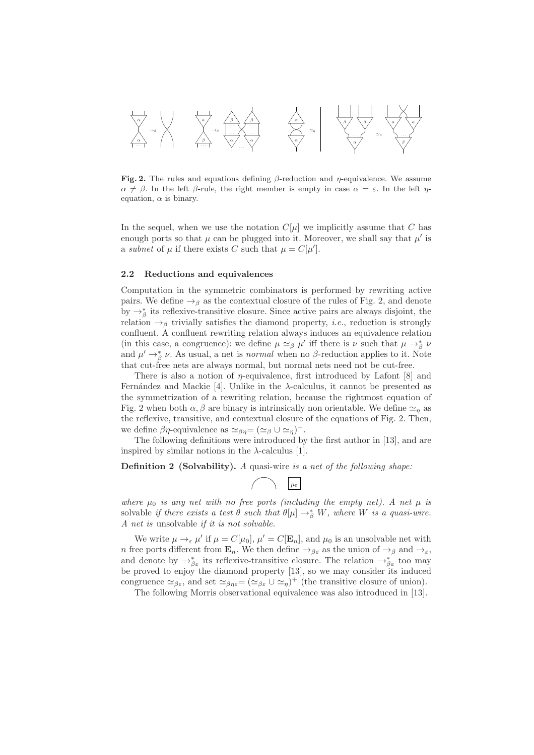**Fig. 2.** The rules and equations defining $\beta$-reduction and $\eta$-equivalence. We assume $\alpha \neq \beta$. In the left $\beta$-rule, the right member is empty in case $\alpha = \varepsilon$. In the left $\eta$-equation, $\alpha$ is binary.

In the sequel, when we use the notation $C[\mu]$ we implicitly assume that $C$ has enough ports so that $\mu$ can be plugged into it. Moreover, we shall say that $\mu'$ is a *subnet* of $\mu$ if there exists $C$ such that $\mu = C[\mu']$.

### 2.2 Reductions and equivalences

Computation in the symmetric combinators is performed by rewriting active pairs. We define $\to_\beta$ as the contextual closure of the rules of Fig. 2, and denote by $\to_\beta^*$ its reflexive-transitive closure. Since active pairs are always disjoint, the relation $\to_\beta$ trivially satisfies the diamond property, *i.e.*, reduction is strongly confluent. A confluent rewriting relation always induces an equivalence relation (in this case, a congruence): we define $\mu \simeq_\beta \mu'$ iff there is $\nu$ such that $\mu \to_\beta^* \nu$ and $\mu' \to_\beta^* \nu$. As usual, a net is *normal* when no $\beta$-reduction applies to it. Note that cut-free nets are always normal, but normal nets need not be cut-free.

There is also a notion of $\eta$-equivalence, first introduced by Lafont [8] and Fernández and Mackie [4]. Unlike in the $\lambda$-calculus, it cannot be presented as the symmetrization of a rewriting relation, because the rightmost equation of Fig. 2 when both $\alpha, \beta$ are binary is intrinsically non orientable. We define $\simeq_\eta$ as the reflexive, transitive, and contextual closure of the equations of Fig. 2. Then, we define $\beta\eta$-equivalence as $\simeq_{\beta\eta} = (\simeq_\beta \cup \simeq_\eta)^+$.

The following definitions were introduced by the first author in [13], and are inspired by similar notions in the $\lambda$-calculus [1].

**Definition 2 (Solvability).** *A* quasi-wire *is a net of the following shape:*

*where $\mu_0$ is any net with no free ports (including the empty net). A net $\mu$ is* solvable *if there exists a test $\theta$ such that $\theta[\mu] \to_\beta^* W$, where $W$ is a quasi-wire. A net is* unsolvable *if it is not solvable.*

We write $\mu \to_\varepsilon \mu'$ if $\mu = C[\mu_0]$, $\mu' = C[\mathbf{E}_n]$, and $\mu_0$ is an unsolvable net with $n$ free ports different from $\mathbf{E}_n$. We then define $\to_{\beta\varepsilon}$ as the union of $\to_\beta$ and $\to_\varepsilon$, and denote by $\to_{\beta\varepsilon}^*$ its reflexive-transitive closure. The relation $\to_{\beta\varepsilon}^*$ too may be proved to enjoy the diamond property [13], so we may consider its induced congruence $\simeq_{\beta\varepsilon}$, and set $\simeq_{\beta\eta\varepsilon} = (\simeq_{\beta\varepsilon} \cup \simeq_\eta)^+$ (the transitive closure of union).

The following Morris observational equivalence was also introduced in [13].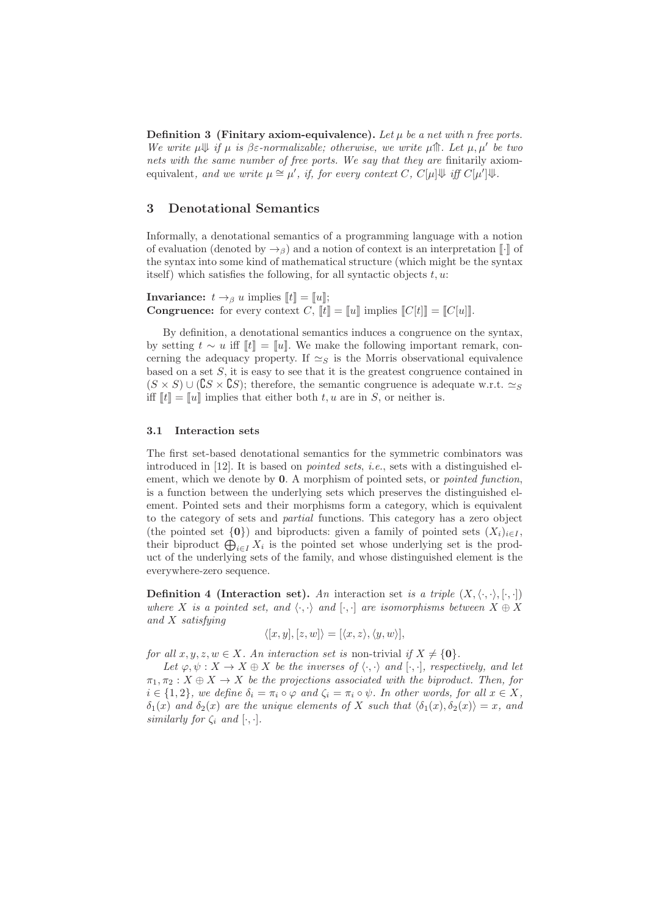**Definition 3 (Finitary axiom-equivalence).** *Let $\mu$ be a net with $n$ free ports. We write $\mu\Downarrow$ if $\mu$ is $\beta\varepsilon$-normalizable; otherwise, we write $\mu\Uparrow$. Let $\mu, \mu'$ be two nets with the same number of free ports. We say that they are* finitarily axiom-equivalent*, and we write $\mu \cong \mu'$, if, for every context $C$, $C[\mu]\Downarrow$ iff $C[\mu']\Downarrow$.*

## 3 Denotational Semantics

Informally, a denotational semantics of a programming language with a notion of evaluation (denoted by $\to_\beta$) and a notion of context is an interpretation $[\![\cdot]\!]$ of the syntax into some kind of mathematical structure (which might be the syntax itself) which satisfies the following, for all syntactic objects $t, u$:

**Invariance:** $t \to_\beta u$ implies $[\![t]\!] = [\![u]\!]$;
**Congruence:** for every context $C$, $[\![t]\!] = [\![u]\!]$ implies $[\![C[t]]\!] = [\![C[u]]\!]$.

By definition, a denotational semantics induces a congruence on the syntax, by setting $t \sim u$ iff $[\![t]\!] = [\![u]\!]$. We make the following important remark, concerning the adequacy property. If $\simeq_S$ is the Morris observational equivalence based on a set $S$, it is easy to see that it is the greatest congruence contained in $(S \times S) \cup (\complement S \times \complement S)$; therefore, the semantic congruence is adequate w.r.t. $\simeq_S$ iff $[\![t]\!] = [\![u]\!]$ implies that either both $t, u$ are in $S$, or neither is.

### 3.1 Interaction sets

The first set-based denotational semantics for the symmetric combinators was introduced in [12]. It is based on *pointed sets*, *i.e.*, sets with a distinguished element, which we denote by $\mathbf{0}$. A morphism of pointed sets, or *pointed function*, is a function between the underlying sets which preserves the distinguished element. Pointed sets and their morphisms form a category, which is equivalent to the category of sets and *partial* functions. This category has a zero object (the pointed set $\{\mathbf{0}\}$) and biproducts: given a family of pointed sets $(X_i)_{i \in I}$, their biproduct $\bigoplus_{i \in I} X_i$ is the pointed set whose underlying set is the product of the underlying sets of the family, and whose distinguished element is the everywhere-zero sequence.

**Definition 4 (Interaction set).** *An* interaction set *is a triple $(X, \langle\cdot,\cdot\rangle, [\cdot,\cdot])$ where $X$ is a pointed set, and $\langle\cdot,\cdot\rangle$ and $[\cdot,\cdot]$ are isomorphisms between $X \oplus X$ and $X$ satisfying*

$$\langle [x,y], [z,w] \rangle = [\langle x,z \rangle, \langle y,w \rangle],$$

*for all $x, y, z, w \in X$. An interaction set is* non-trivial *if $X \neq \{\mathbf{0}\}$.*

*Let $\varphi, \psi : X \to X \oplus X$ be the inverses of $\langle\cdot,\cdot\rangle$ and $[\cdot,\cdot]$, respectively, and let $\pi_1, \pi_2 : X \oplus X \to X$ be the projections associated with the biproduct. Then, for $i \in \{1, 2\}$, we define $\delta_i = \pi_i \circ \varphi$ and $\zeta_i = \pi_i \circ \psi$. In other words, for all $x \in X$, $\delta_1(x)$ and $\delta_2(x)$ are the unique elements of $X$ such that $\langle \delta_1(x), \delta_2(x) \rangle = x$, and similarly for $\zeta_i$ and $[\cdot,\cdot]$.*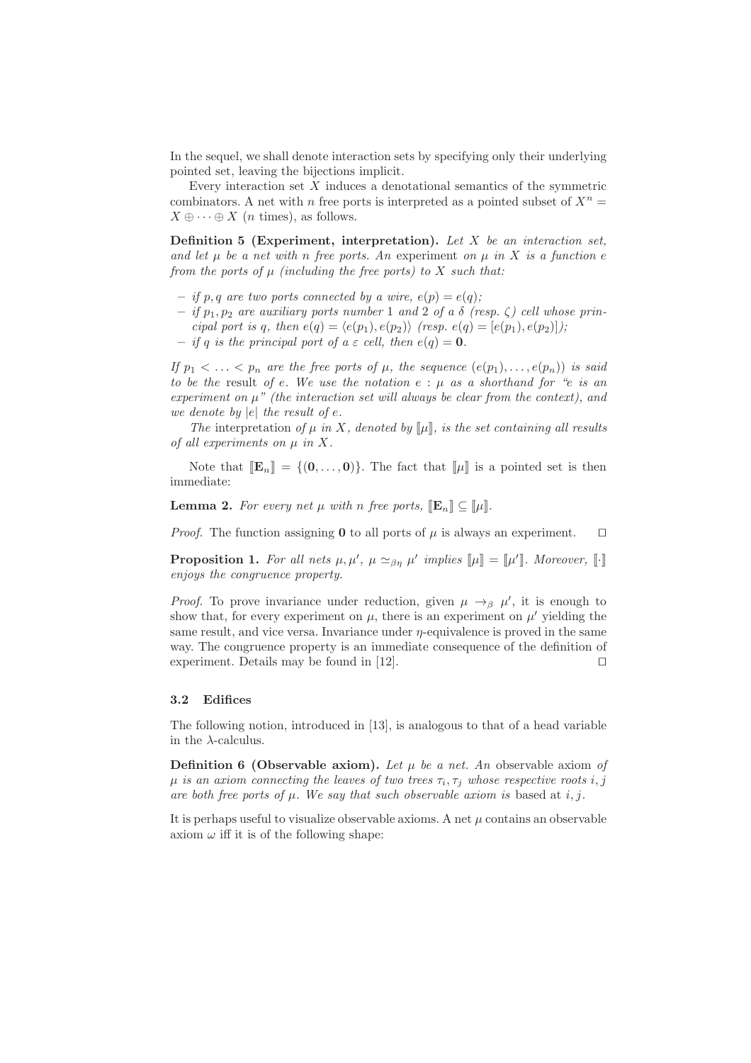In the sequel, we shall denote interaction sets by specifying only their underlying pointed set, leaving the bijections implicit.

Every interaction set $X$ induces a denotational semantics of the symmetric combinators. A net with $n$ free ports is interpreted as a pointed subset of $X^n = X \oplus \cdots \oplus X$ ($n$ times), as follows.

**Definition 5 (Experiment, interpretation).** *Let $X$ be an interaction set, and let $\mu$ be a net with $n$ free ports. An* experiment *on $\mu$ in $X$ is a function $e$ from the ports of $\mu$ (including the free ports) to $X$ such that:*

- *if $p, q$ are two ports connected by a wire, $e(p) = e(q)$;*
- *if $p_1, p_2$ are auxiliary ports number 1 and 2 of a $\delta$ (resp. $\zeta$) cell whose principal port is $q$, then $e(q) = \langle e(p_1), e(p_2)\rangle$ (resp. $e(q) = [e(p_1), e(p_2)]$);*
- *if $q$ is the principal port of a $\varepsilon$ cell, then $e(q) = \mathbf{0}$.*

*If $p_1 < \ldots < p_n$ are the free ports of $\mu$, the sequence $(e(p_1), \ldots, e(p_n))$ is said to be the* result *of $e$. We use the notation $e : \mu$ as a shorthand for "$e$ is an experiment on $\mu$" (the interaction set will always be clear from the context), and we denote by $|e|$ the result of $e$.*

*The* interpretation *of $\mu$ in $X$, denoted by $[\![\mu]\!]$, is the set containing all results of all experiments on $\mu$ in $X$.*

Note that $[\![\mathbf{E}_n]\!] = \{(\mathbf{0}, \ldots, \mathbf{0})\}$. The fact that $[\![\mu]\!]$ is a pointed set is then immediate:

**Lemma 2.** *For every net $\mu$ with $n$ free ports, $[\![\mathbf{E}_n]\!] \subseteq [\![\mu]\!]$.*

*Proof.* The function assigning $\mathbf{0}$ to all ports of $\mu$ is always an experiment. ◻

**Proposition 1.** *For all nets $\mu, \mu'$, $\mu \simeq_{\beta\eta} \mu'$ implies $[\![\mu]\!] = [\![\mu']\!]$. Moreover, $[\![\cdot]\!]$ enjoys the congruence property.*

*Proof.* To prove invariance under reduction, given $\mu \to_\beta \mu'$, it is enough to show that, for every experiment on $\mu$, there is an experiment on $\mu'$ yielding the same result, and vice versa. Invariance under $\eta$-equivalence is proved in the same way. The congruence property is an immediate consequence of the definition of experiment. Details may be found in [12]. ◻

### 3.2 Edifices

The following notion, introduced in [13], is analogous to that of a head variable in the $\lambda$-calculus.

**Definition 6 (Observable axiom).** *Let $\mu$ be a net. An* observable axiom *of $\mu$ is an axiom connecting the leaves of two trees $\tau_i, \tau_j$ whose respective roots $i, j$ are both free ports of $\mu$. We say that such observable axiom is* based at *$i, j$.*

It is perhaps useful to visualize observable axioms. A net $\mu$ contains an observable axiom $\omega$ iff it is of the following shape: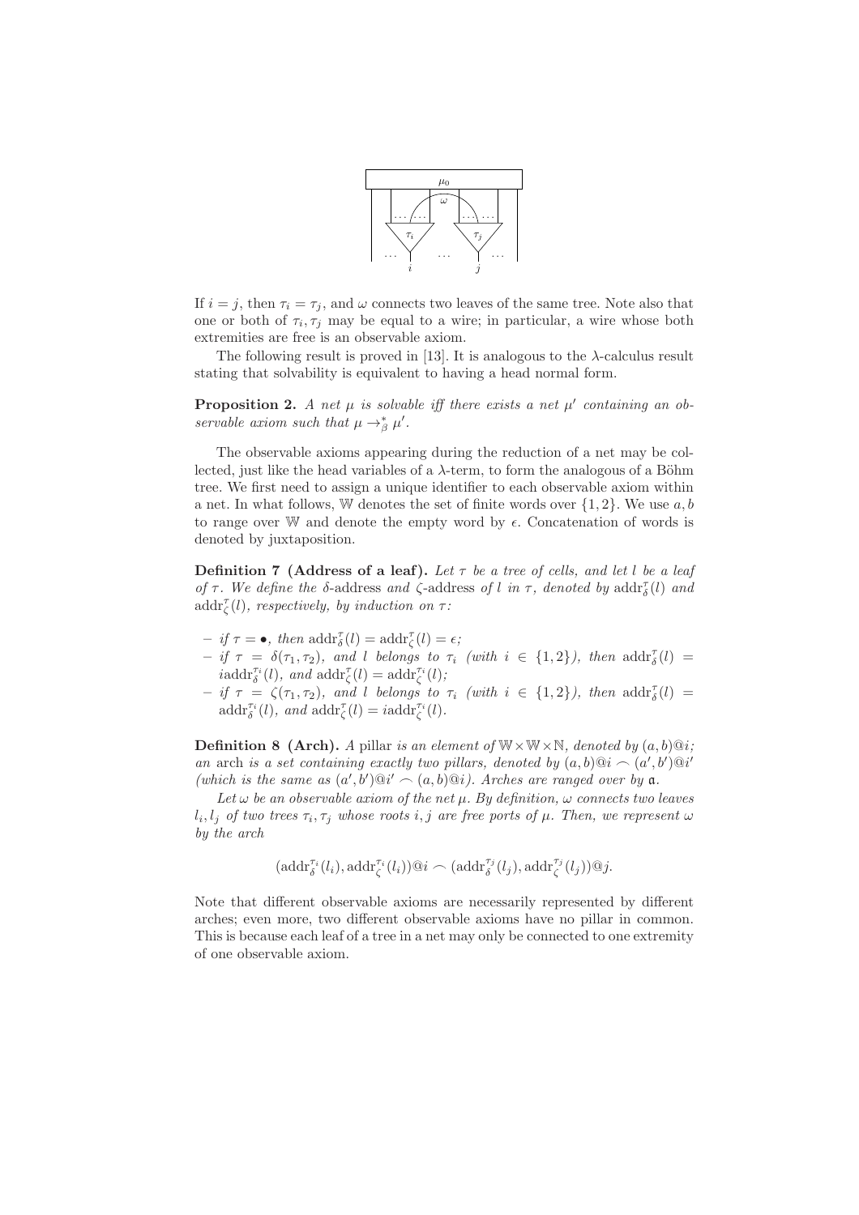If $i = j$, then $\tau_i = \tau_j$, and $\omega$ connects two leaves of the same tree. Note also that one or both of $\tau_i, \tau_j$ may be equal to a wire; in particular, a wire whose both extremities are free is an observable axiom.

The following result is proved in [13]. It is analogous to the $\lambda$-calculus result stating that solvability is equivalent to having a head normal form.

**Proposition 2.** *A net $\mu$ is solvable iff there exists a net $\mu'$ containing an observable axiom such that $\mu \rightarrow^*_\beta \mu'$.*

The observable axioms appearing during the reduction of a net may be collected, just like the head variables of a $\lambda$-term, to form the analogous of a Böhm tree. We first need to assign a unique identifier to each observable axiom within a net. In what follows, $\mathbb{W}$ denotes the set of finite words over $\{1, 2\}$. We use $a, b$ to range over $\mathbb{W}$ and denote the empty word by $\epsilon$. Concatenation of words is denoted by juxtaposition.

**Definition 7 (Address of a leaf).** *Let $\tau$ be a tree of cells, and let $l$ be a leaf of $\tau$. We define the $\delta$-address and $\zeta$-address of $l$ in $\tau$, denoted by $\mathrm{addr}^\tau_\delta(l)$ and $\mathrm{addr}^\tau_\zeta(l)$, respectively, by induction on $\tau$:*

- *if $\tau = \bullet$, then $\mathrm{addr}^\tau_\delta(l) = \mathrm{addr}^\tau_\zeta(l) = \epsilon$;*
- *if $\tau = \delta(\tau_1, \tau_2)$, and $l$ belongs to $\tau_i$ (with $i \in \{1, 2\}$), then $\mathrm{addr}^\tau_\delta(l) = i\mathrm{addr}^{\tau_i}_\delta(l)$, and $\mathrm{addr}^\tau_\zeta(l) = \mathrm{addr}^{\tau_i}_\zeta(l)$;*
- *if $\tau = \zeta(\tau_1, \tau_2)$, and $l$ belongs to $\tau_i$ (with $i \in \{1, 2\}$), then $\mathrm{addr}^\tau_\delta(l) = \mathrm{addr}^{\tau_i}_\delta(l)$, and $\mathrm{addr}^\tau_\zeta(l) = i\mathrm{addr}^{\tau_i}_\zeta(l)$.*

**Definition 8 (Arch).** *A* pillar *is an element of $\mathbb{W} \times \mathbb{W} \times \mathbb{N}$, denoted by $(a, b)@i$; an* arch *is a set containing exactly two pillars, denoted by $(a, b)@i \frown (a', b')@i'$ (which is the same as $(a', b')@i' \frown (a, b)@i$). Arches are ranged over by $\mathfrak{a}$.*

*Let $\omega$ be an observable axiom of the net $\mu$. By definition, $\omega$ connects two leaves $l_i, l_j$ of two trees $\tau_i, \tau_j$ whose roots $i, j$ are free ports of $\mu$. Then, we represent $\omega$ by the arch*

$$(\mathrm{addr}^{\tau_i}_\delta(l_i), \mathrm{addr}^{\tau_i}_\zeta(l_i))@i \frown (\mathrm{addr}^{\tau_j}_\delta(l_j), \mathrm{addr}^{\tau_j}_\zeta(l_j))@j.$$

Note that different observable axioms are necessarily represented by different arches; even more, two different observable axioms have no pillar in common. This is because each leaf of a tree in a net may only be connected to one extremity of one observable axiom.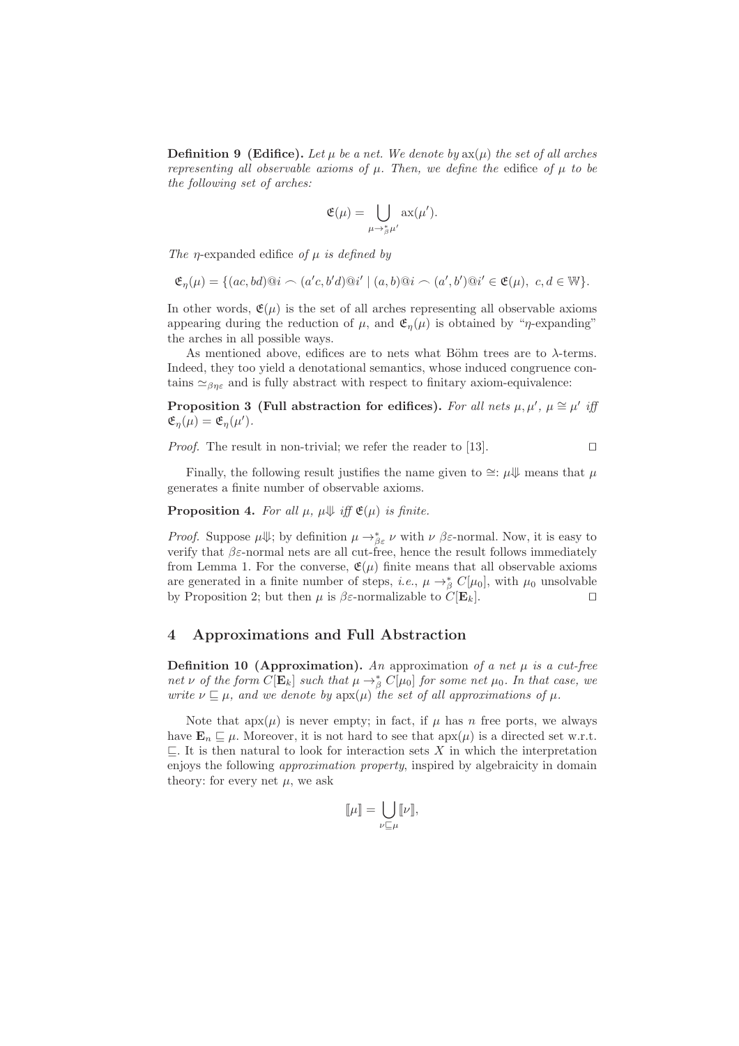**Definition 9 (Edifice).** *Let $\mu$ be a net. We denote by $\mathrm{ax}(\mu)$ the set of all arches representing all observable axioms of $\mu$. Then, we define the* edifice *of $\mu$ to be the following set of arches:*

$$\mathfrak{E}(\mu) = \bigcup_{\mu \to_\beta^* \mu'} \mathrm{ax}(\mu').$$

*The $\eta$-expanded edifice of $\mu$ is defined by*

$$\mathfrak{E}_\eta(\mu) = \{(ac, bd)@i \frown (a'c, b'd)@i' \mid (a, b)@i \frown (a', b')@i' \in \mathfrak{E}(\mu),\ c, d \in \mathbb{W}\}.$$

In other words, $\mathfrak{E}(\mu)$ is the set of all arches representing all observable axioms appearing during the reduction of $\mu$, and $\mathfrak{E}_\eta(\mu)$ is obtained by "$\eta$-expanding" the arches in all possible ways.

As mentioned above, edifices are to nets what Böhm trees are to $\lambda$-terms. Indeed, they too yield a denotational semantics, whose induced congruence contains $\simeq_{\beta\eta\varepsilon}$ and is fully abstract with respect to finitary axiom-equivalence:

**Proposition 3 (Full abstraction for edifices).** *For all nets $\mu, \mu'$, $\mu \cong \mu'$ iff $\mathfrak{E}_\eta(\mu) = \mathfrak{E}_\eta(\mu')$.*

*Proof.* The result in non-trivial; we refer the reader to [13]. □

Finally, the following result justifies the name given to $\cong$: $\mu\Downarrow$ means that $\mu$ generates a finite number of observable axioms.

**Proposition 4.** *For all $\mu$, $\mu\Downarrow$ iff $\mathfrak{E}(\mu)$ is finite.*

*Proof.* Suppose $\mu\Downarrow$; by definition $\mu \to_{\beta\varepsilon}^* \nu$ with $\nu$ $\beta\varepsilon$-normal. Now, it is easy to verify that $\beta\varepsilon$-normal nets are all cut-free, hence the result follows immediately from Lemma 1. For the converse, $\mathfrak{E}(\mu)$ finite means that all observable axioms are generated in a finite number of steps, *i.e.*, $\mu \to_\beta^* C[\mu_0]$, with $\mu_0$ unsolvable by Proposition 2; but then $\mu$ is $\beta\varepsilon$-normalizable to $C[\mathbf{E}_k]$. □

## 4 Approximations and Full Abstraction

**Definition 10 (Approximation).** *An* approximation *of a net $\mu$ is a cut-free net $\nu$ of the form $C[\mathbf{E}_k]$ such that $\mu \to_\beta^* C[\mu_0]$ for some net $\mu_0$. In that case, we write $\nu \sqsubseteq \mu$, and we denote by $\mathrm{apx}(\mu)$ the set of all approximations of $\mu$.*

Note that $\mathrm{apx}(\mu)$ is never empty; in fact, if $\mu$ has $n$ free ports, we always have $\mathbf{E}_n \sqsubseteq \mu$. Moreover, it is not hard to see that $\mathrm{apx}(\mu)$ is a directed set w.r.t. $\sqsubseteq$. It is then natural to look for interaction sets $X$ in which the interpretation enjoys the following *approximation property*, inspired by algebraicity in domain theory: for every net $\mu$, we ask

$$[\![\mu]\!] = \bigcup_{\nu \sqsubseteq \mu} [\![\nu]\!],$$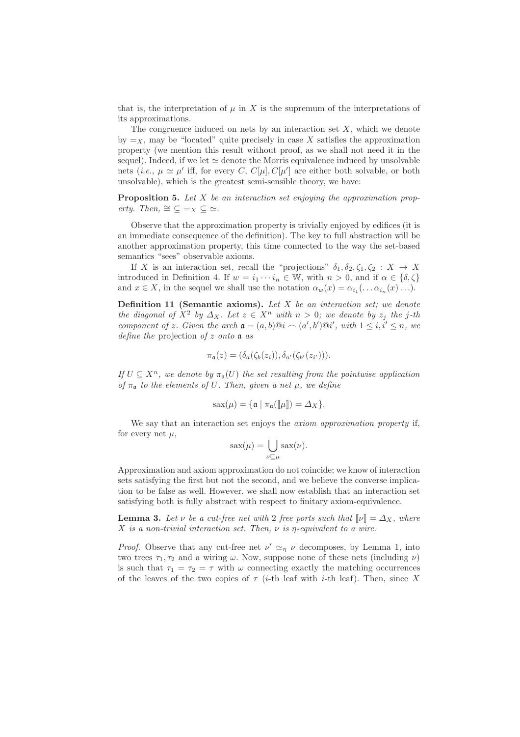that is, the interpretation of $\mu$ in $X$ is the supremum of the interpretations of its approximations.

The congruence induced on nets by an interaction set $X$, which we denote by $=_X$, may be "located" quite precisely in case $X$ satisfies the approximation property (we mention this result without proof, as we shall not need it in the sequel). Indeed, if we let $\simeq$ denote the Morris equivalence induced by unsolvable nets (*i.e.*, $\mu \simeq \mu'$ iff, for every $C$, $C[\mu], C[\mu']$ are either both solvable, or both unsolvable), which is the greatest semi-sensible theory, we have:

**Proposition 5.** *Let $X$ be an interaction set enjoying the approximation property. Then, $\cong \subseteq =_X \subseteq \simeq$.*

Observe that the approximation property is trivially enjoyed by edifices (it is an immediate consequence of the definition). The key to full abstraction will be another approximation property, this time connected to the way the set-based semantics "sees" observable axioms.

If $X$ is an interaction set, recall the "projections" $\delta_1, \delta_2, \zeta_1, \zeta_2 : X \to X$ introduced in Definition 4. If $w = i_1 \cdots i_n \in \mathbb{W}$, with $n > 0$, and if $\alpha \in \{\delta, \zeta\}$ and $x \in X$, in the sequel we shall use the notation $\alpha_w(x) = \alpha_{i_1}(\ldots \alpha_{i_n}(x)\ldots)$.

**Definition 11 (Semantic axioms).** *Let $X$ be an interaction set; we denote the diagonal of $X^2$ by $\Delta_X$. Let $z \in X^n$ with $n > 0$; we denote by $z_j$ the $j$-th component of $z$. Given the arch $\mathfrak{a} = (a, b)@i \frown (a', b')@i'$, with $1 \leq i, i' \leq n$, we define the* projection *of $z$ onto $\mathfrak{a}$ as*

$$\pi_{\mathfrak{a}}(z) = (\delta_a(\zeta_b(z_i)), \delta_{a'}(\zeta_{b'}(z_{i'}))).$$

*If $U \subseteq X^n$, we denote by $\pi_{\mathfrak{a}}(U)$ the set resulting from the pointwise application of $\pi_{\mathfrak{a}}$ to the elements of $U$. Then, given a net $\mu$, we define*

$$\mathrm{sax}(\mu) = \{\mathfrak{a} \mid \pi_{\mathfrak{a}}([\![\mu]\!]) = \Delta_X\}.$$

We say that an interaction set enjoys the *axiom approximation property* if, for every net $\mu$,

$$\mathrm{sax}(\mu) = \bigcup_{\nu \sqsubseteq \mu} \mathrm{sax}(\nu).$$

Approximation and axiom approximation do not coincide; we know of interaction sets satisfying the first but not the second, and we believe the converse implication to be false as well. However, we shall now establish that an interaction set satisfying both is fully abstract with respect to finitary axiom-equivalence.

**Lemma 3.** *Let $\nu$ be a cut-free net with 2 free ports such that $[\![\nu]\!] = \Delta_X$, where $X$ is a non-trivial interaction set. Then, $\nu$ is $\eta$-equivalent to a wire.*

*Proof.* Observe that any cut-free net $\nu' \simeq_\eta \nu$ decomposes, by Lemma 1, into two trees $\tau_1, \tau_2$ and a wiring $\omega$. Now, suppose none of these nets (including $\nu$) is such that $\tau_1 = \tau_2 = \tau$ with $\omega$ connecting exactly the matching occurrences of the leaves of the two copies of $\tau$ ($i$-th leaf with $i$-th leaf). Then, since $X$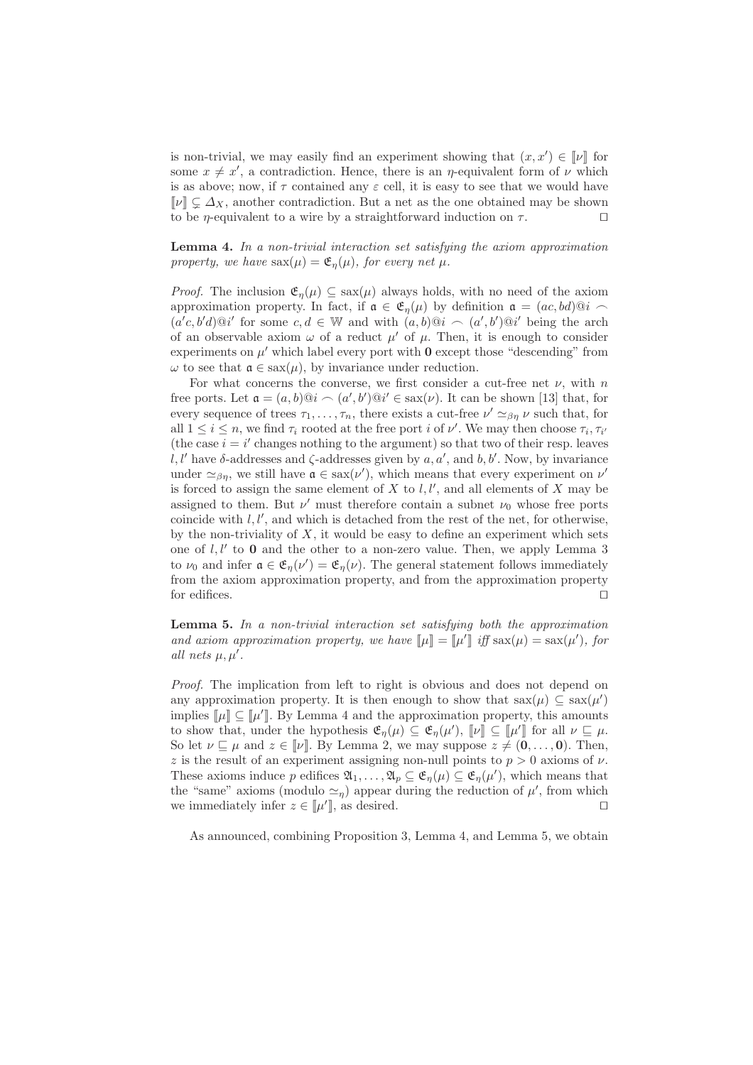is non-trivial, we may easily find an experiment showing that $(x, x') \in [\![\nu]\!]$ for some $x \neq x'$, a contradiction. Hence, there is an $\eta$-equivalent form of $\nu$ which is as above; now, if $\tau$ contained any $\varepsilon$ cell, it is easy to see that we would have $[\![\nu]\!] \subsetneq \Delta_X$, another contradiction. But a net as the one obtained may be shown to be $\eta$-equivalent to a wire by a straightforward induction on $\tau$. ◻

**Lemma 4.** *In a non-trivial interaction set satisfying the axiom approximation property, we have* $\mathrm{sax}(\mu) = \mathfrak{E}_\eta(\mu)$*, for every net* $\mu$.

*Proof.* The inclusion $\mathfrak{E}_\eta(\mu) \subseteq \mathrm{sax}(\mu)$ always holds, with no need of the axiom approximation property. In fact, if $\mathfrak{a} \in \mathfrak{E}_\eta(\mu)$ by definition $\mathfrak{a} = (ac, bd)@i \frown (a'c, b'd)@i'$ for some $c, d \in \mathbb{W}$ and with $(a, b)@i \frown (a', b')@i'$ being the arch of an observable axiom $\omega$ of a reduct $\mu'$ of $\mu$. Then, it is enough to consider experiments on $\mu'$ which label every port with $\mathbf{0}$ except those "descending" from $\omega$ to see that $\mathfrak{a} \in \mathrm{sax}(\mu)$, by invariance under reduction.

For what concerns the converse, we first consider a cut-free net $\nu$, with $n$ free ports. Let $\mathfrak{a} = (a, b)@i \frown (a', b')@i' \in \mathrm{sax}(\nu)$. It can be shown [13] that, for every sequence of trees $\tau_1, \ldots, \tau_n$, there exists a cut-free $\nu' \simeq_{\beta\eta} \nu$ such that, for all $1 \leq i \leq n$, we find $\tau_i$ rooted at the free port $i$ of $\nu'$. We may then choose $\tau_i, \tau_{i'}$ (the case $i = i'$ changes nothing to the argument) so that two of their resp. leaves $l, l'$ have $\delta$-addresses and $\zeta$-addresses given by $a, a'$, and $b, b'$. Now, by invariance under $\simeq_{\beta\eta}$, we still have $\mathfrak{a} \in \mathrm{sax}(\nu')$, which means that every experiment on $\nu'$ is forced to assign the same element of $X$ to $l, l'$, and all elements of $X$ may be assigned to them. But $\nu'$ must therefore contain a subnet $\nu_0$ whose free ports coincide with $l, l'$, and which is detached from the rest of the net, for otherwise, by the non-triviality of $X$, it would be easy to define an experiment which sets one of $l, l'$ to $\mathbf{0}$ and the other to a non-zero value. Then, we apply Lemma 3 to $\nu_0$ and infer $\mathfrak{a} \in \mathfrak{E}_\eta(\nu') = \mathfrak{E}_\eta(\nu)$. The general statement follows immediately from the axiom approximation property, and from the approximation property for edifices. ◻

**Lemma 5.** *In a non-trivial interaction set satisfying both the approximation and axiom approximation property, we have* $[\![\mu]\!] = [\![\mu']\!]$ *iff* $\mathrm{sax}(\mu) = \mathrm{sax}(\mu')$*, for all nets* $\mu, \mu'$.

*Proof.* The implication from left to right is obvious and does not depend on any approximation property. It is then enough to show that $\mathrm{sax}(\mu) \subseteq \mathrm{sax}(\mu')$ implies $[\![\mu]\!] \subseteq [\![\mu']\!]$. By Lemma 4 and the approximation property, this amounts to show that, under the hypothesis $\mathfrak{E}_\eta(\mu) \subseteq \mathfrak{E}_\eta(\mu')$, $[\![\nu]\!] \subseteq [\![\mu']\!]$ for all $\nu \sqsubseteq \mu$. So let $\nu \sqsubseteq \mu$ and $z \in [\![\nu]\!]$. By Lemma 2, we may suppose $z \neq (\mathbf{0}, \ldots, \mathbf{0})$. Then, $z$ is the result of an experiment assigning non-null points to $p > 0$ axioms of $\nu$. These axioms induce $p$ edifices $\mathfrak{A}_1, \ldots, \mathfrak{A}_p \subseteq \mathfrak{E}_\eta(\mu) \subseteq \mathfrak{E}_\eta(\mu')$, which means that the "same" axioms (modulo $\simeq_\eta$) appear during the reduction of $\mu'$, from which we immediately infer $z \in [\![\mu']\!]$, as desired. ◻

As announced, combining Proposition 3, Lemma 4, and Lemma 5, we obtain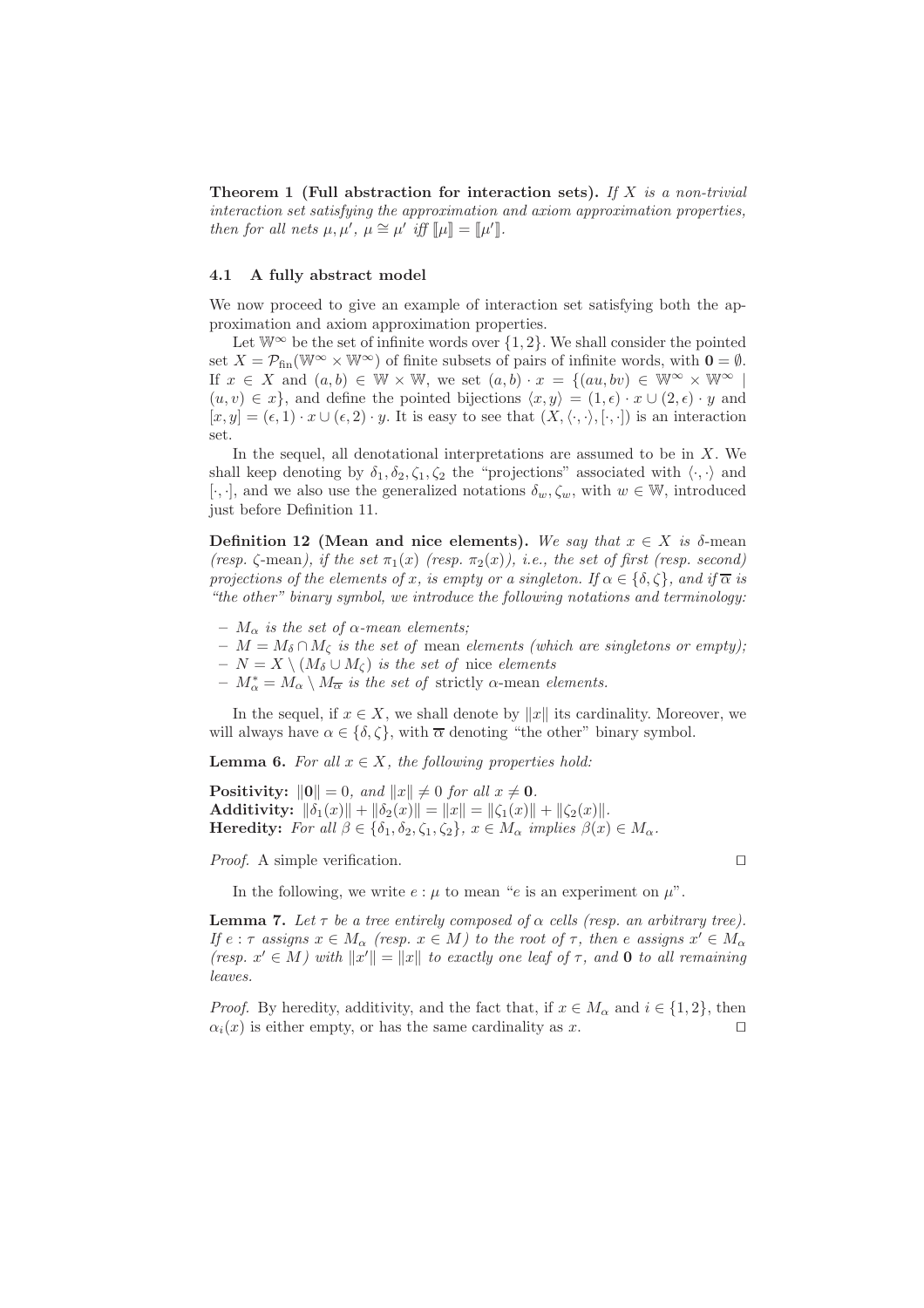**Theorem 1 (Full abstraction for interaction sets).** *If $X$ is a non-trivial interaction set satisfying the approximation and axiom approximation properties, then for all nets $\mu, \mu'$, $\mu \cong \mu'$ iff $[\![\mu]\!] = [\![\mu']\!]$.*

### 4.1 A fully abstract model

We now proceed to give an example of interaction set satisfying both the approximation and axiom approximation properties.

Let $\mathbb{W}^\infty$ be the set of infinite words over $\{1, 2\}$. We shall consider the pointed set $X = \mathcal{P}_{\mathrm{fin}}(\mathbb{W}^\infty \times \mathbb{W}^\infty)$ of finite subsets of pairs of infinite words, with $\mathbf{0} = \emptyset$. If $x \in X$ and $(a, b) \in \mathbb{W} \times \mathbb{W}$, we set $(a, b) \cdot x = \{(au, bv) \in \mathbb{W}^\infty \times \mathbb{W}^\infty \mid (u, v) \in x\}$, and define the pointed bijections $\langle x, y\rangle = (1, \epsilon) \cdot x \cup (2, \epsilon) \cdot y$ and $[x, y] = (\epsilon, 1) \cdot x \cup (\epsilon, 2) \cdot y$. It is easy to see that $(X, \langle\cdot,\cdot\rangle, [\cdot,\cdot])$ is an interaction set.

In the sequel, all denotational interpretations are assumed to be in $X$. We shall keep denoting by $\delta_1, \delta_2, \zeta_1, \zeta_2$ the "projections" associated with $\langle\cdot,\cdot\rangle$ and $[\cdot,\cdot]$, and we also use the generalized notations $\delta_w, \zeta_w$, with $w \in \mathbb{W}$, introduced just before Definition 11.

**Definition 12 (Mean and nice elements).** *We say that $x \in X$ is $\delta$-*mean *(resp. $\zeta$-*mean*), if the set $\pi_1(x)$ (resp. $\pi_2(x)$), i.e., the set of first (resp. second) projections of the elements of $x$, is empty or a singleton. If $\alpha \in \{\delta, \zeta\}$, and if $\overline{\alpha}$ is "the other" binary symbol, we introduce the following notations and terminology:*

- *$M_\alpha$ is the set of $\alpha$-mean elements;*
- *$M = M_\delta \cap M_\zeta$ is the set of* mean *elements (which are singletons or empty);*
- *$N = X \setminus (M_\delta \cup M_\zeta)$ is the set of* nice *elements*
- *$M^*_\alpha = M_\alpha \setminus M_{\overline{\alpha}}$ is the set of* strictly *$\alpha$-mean elements.*

In the sequel, if $x \in X$, we shall denote by $\|x\|$ its cardinality. Moreover, we will always have $\alpha \in \{\delta, \zeta\}$, with $\overline{\alpha}$ denoting "the other" binary symbol.

**Lemma 6.** *For all $x \in X$, the following properties hold:*

**Positivity:** $\|\mathbf{0}\| = 0$*, and* $\|x\| \neq 0$ *for all* $x \neq \mathbf{0}$.
**Additivity:** $\|\delta_1(x)\| + \|\delta_2(x)\| = \|x\| = \|\zeta_1(x)\| + \|\zeta_2(x)\|$.
**Heredity:** *For all* $\beta \in \{\delta_1, \delta_2, \zeta_1, \zeta_2\}$, $x \in M_\alpha$ *implies* $\beta(x) \in M_\alpha$.

*Proof.* A simple verification. □

In the following, we write $e : \mu$ to mean "$e$ is an experiment on $\mu$".

**Lemma 7.** *Let $\tau$ be a tree entirely composed of $\alpha$ cells (resp. an arbitrary tree). If $e : \tau$ assigns $x \in M_\alpha$ (resp. $x \in M$) to the root of $\tau$, then $e$ assigns $x' \in M_\alpha$ (resp. $x' \in M$) with $\|x'\| = \|x\|$ to exactly one leaf of $\tau$, and $\mathbf{0}$ to all remaining leaves.*

*Proof.* By heredity, additivity, and the fact that, if $x \in M_\alpha$ and $i \in \{1, 2\}$, then $\alpha_i(x)$ is either empty, or has the same cardinality as $x$. □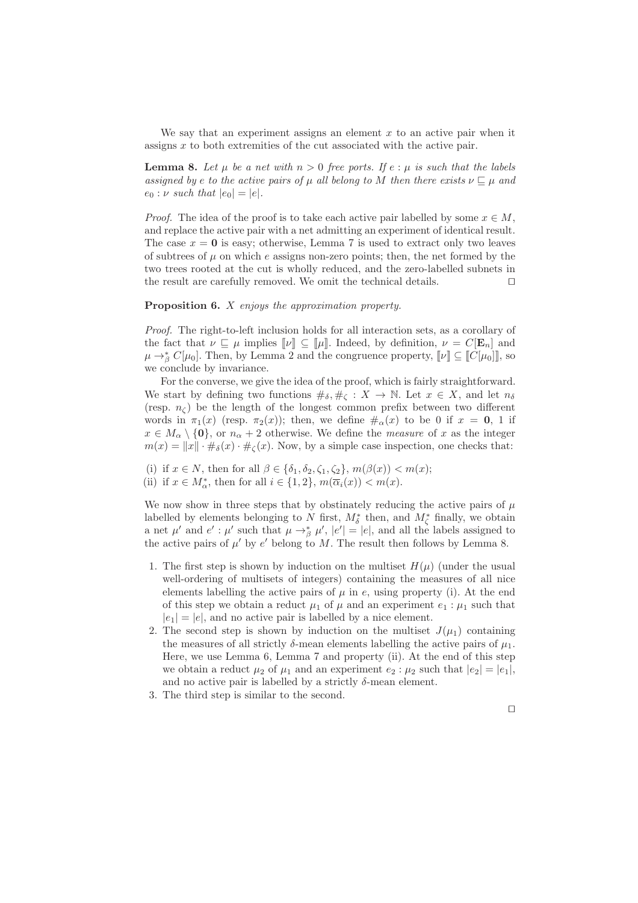We say that an experiment assigns an element $x$ to an active pair when it assigns $x$ to both extremities of the cut associated with the active pair.

**Lemma 8.** *Let $\mu$ be a net with $n > 0$ free ports. If $e : \mu$ is such that the labels assigned by $e$ to the active pairs of $\mu$ all belong to $M$ then there exists $\nu \sqsubseteq \mu$ and $e_0 : \nu$ such that $|e_0| = |e|$.*

*Proof.* The idea of the proof is to take each active pair labelled by some $x \in M$, and replace the active pair with a net admitting an experiment of identical result. The case $x = \mathbf{0}$ is easy; otherwise, Lemma 7 is used to extract only two leaves of subtrees of $\mu$ on which $e$ assigns non-zero points; then, the net formed by the two trees rooted at the cut is wholly reduced, and the zero-labelled subnets in the result are carefully removed. We omit the technical details. ◻

**Proposition 6.** *$X$ enjoys the approximation property.*

*Proof.* The right-to-left inclusion holds for all interaction sets, as a corollary of the fact that $\nu \sqsubseteq \mu$ implies $[\![\nu]\!] \subseteq [\![\mu]\!]$. Indeed, by definition, $\nu = C[\mathbf{E}_n]$ and $\mu \to_\beta^* C[\mu_0]$. Then, by Lemma 2 and the congruence property, $[\![\nu]\!] \subseteq [\![C[\mu_0]]\!]$, so we conclude by invariance.

For the converse, we give the idea of the proof, which is fairly straightforward. We start by defining two functions $\#_\delta, \#_\zeta : X \to \mathbb{N}$. Let $x \in X$, and let $n_\delta$ (resp. $n_\zeta$) be the length of the longest common prefix between two different words in $\pi_1(x)$ (resp. $\pi_2(x)$); then, we define $\#_\alpha(x)$ to be 0 if $x = \mathbf{0}$, 1 if $x \in M_\alpha \setminus \{\mathbf{0}\}$, or $n_\alpha + 2$ otherwise. We define the *measure* of $x$ as the integer $m(x) = \|x\| \cdot \#_\delta(x) \cdot \#_\zeta(x)$. Now, by a simple case inspection, one checks that:

(i) if $x \in N$, then for all $\beta \in \{\delta_1, \delta_2, \zeta_1, \zeta_2\}$, $m(\beta(x)) < m(x)$;
(ii) if $x \in M_\alpha^*$, then for all $i \in \{1, 2\}$, $m(\overline{\alpha}_i(x)) < m(x)$.

We now show in three steps that by obstinately reducing the active pairs of $\mu$ labelled by elements belonging to $N$ first, $M_\delta^*$ then, and $M_\zeta^*$ finally, we obtain a net $\mu'$ and $e' : \mu'$ such that $\mu \to_\beta^* \mu'$, $|e'| = |e|$, and all the labels assigned to the active pairs of $\mu'$ by $e'$ belong to $M$. The result then follows by Lemma 8.

1. The first step is shown by induction on the multiset $H(\mu)$ (under the usual well-ordering of multisets of integers) containing the measures of all nice elements labelling the active pairs of $\mu$ in $e$, using property (i). At the end of this step we obtain a reduct $\mu_1$ of $\mu$ and an experiment $e_1 : \mu_1$ such that $|e_1| = |e|$, and no active pair is labelled by a nice element.
2. The second step is shown by induction on the multiset $J(\mu_1)$ containing the measures of all strictly $\delta$-mean elements labelling the active pairs of $\mu_1$. Here, we use Lemma 6, Lemma 7 and property (ii). At the end of this step we obtain a reduct $\mu_2$ of $\mu_1$ and an experiment $e_2 : \mu_2$ such that $|e_2| = |e_1|$, and no active pair is labelled by a strictly $\delta$-mean element.
3. The third step is similar to the second.

◻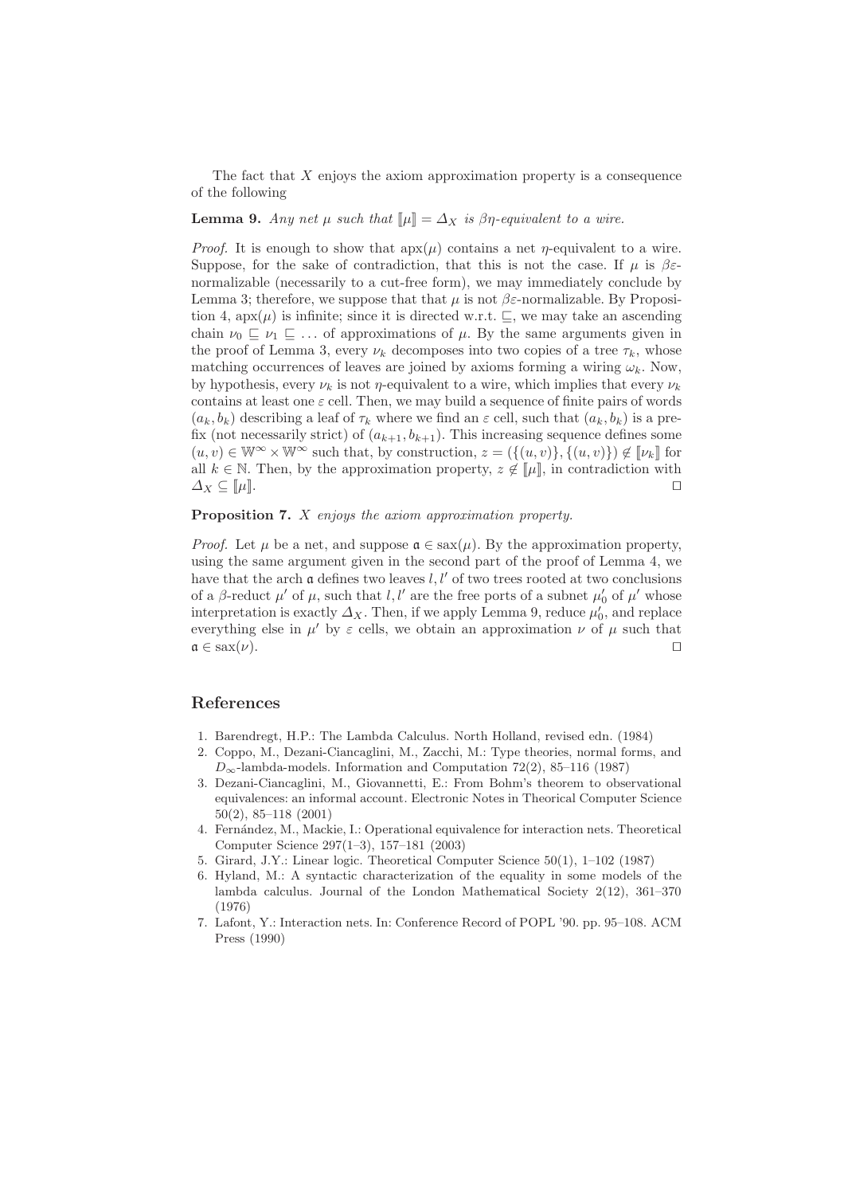The fact that $X$ enjoys the axiom approximation property is a consequence of the following

**Lemma 9.** *Any net $\mu$ such that $[\![\mu]\!] = \Delta_X$ is $\beta\eta$-equivalent to a wire.*

*Proof.* It is enough to show that $\mathrm{apx}(\mu)$ contains a net $\eta$-equivalent to a wire. Suppose, for the sake of contradiction, that this is not the case. If $\mu$ is $\beta\varepsilon$-normalizable (necessarily to a cut-free form), we may immediately conclude by Lemma 3; therefore, we suppose that that $\mu$ is not $\beta\varepsilon$-normalizable. By Proposition 4, $\mathrm{apx}(\mu)$ is infinite; since it is directed w.r.t. $\sqsubseteq$, we may take an ascending chain $\nu_0 \sqsubseteq \nu_1 \sqsubseteq \ldots$ of approximations of $\mu$. By the same arguments given in the proof of Lemma 3, every $\nu_k$ decomposes into two copies of a tree $\tau_k$, whose matching occurrences of leaves are joined by axioms forming a wiring $\omega_k$. Now, by hypothesis, every $\nu_k$ is not $\eta$-equivalent to a wire, which implies that every $\nu_k$ contains at least one $\varepsilon$ cell. Then, we may build a sequence of finite pairs of words $(a_k, b_k)$ describing a leaf of $\tau_k$ where we find an $\varepsilon$ cell, such that $(a_k, b_k)$ is a prefix (not necessarily strict) of $(a_{k+1}, b_{k+1})$. This increasing sequence defines some $(u, v) \in \mathbb{W}^\infty \times \mathbb{W}^\infty$ such that, by construction, $z = (\{(u, v)\}, \{(u, v)\}) \notin [\![\nu_k]\!]$ for all $k \in \mathbb{N}$. Then, by the approximation property, $z \notin [\![\mu]\!]$, in contradiction with $\Delta_X \subseteq [\![\mu]\!]$. $\square$

**Proposition 7.** *$X$ enjoys the axiom approximation property.*

*Proof.* Let $\mu$ be a net, and suppose $\mathfrak{a} \in \mathrm{sax}(\mu)$. By the approximation property, using the same argument given in the second part of the proof of Lemma 4, we have that the arch $\mathfrak{a}$ defines two leaves $l, l'$ of two trees rooted at two conclusions of a $\beta$-reduct $\mu'$ of $\mu$, such that $l, l'$ are the free ports of a subnet $\mu'_0$ of $\mu'$ whose interpretation is exactly $\Delta_X$. Then, if we apply Lemma 9, reduce $\mu'_0$, and replace everything else in $\mu'$ by $\varepsilon$ cells, we obtain an approximation $\nu$ of $\mu$ such that $\mathfrak{a} \in \mathrm{sax}(\nu)$. $\square$

## References

1. Barendregt, H.P.: The Lambda Calculus. North Holland, revised edn. (1984)
2. Coppo, M., Dezani-Ciancaglini, M., Zacchi, M.: Type theories, normal forms, and $D_\infty$-lambda-models. Information and Computation 72(2), 85–116 (1987)
3. Dezani-Ciancaglini, M., Giovannetti, E.: From Bohm's theorem to observational equivalences: an informal account. Electronic Notes in Theorical Computer Science 50(2), 85–118 (2001)
4. Fernández, M., Mackie, I.: Operational equivalence for interaction nets. Theoretical Computer Science 297(1–3), 157–181 (2003)
5. Girard, J.Y.: Linear logic. Theoretical Computer Science 50(1), 1–102 (1987)
6. Hyland, M.: A syntactic characterization of the equality in some models of the lambda calculus. Journal of the London Mathematical Society 2(12), 361–370 (1976)
7. Lafont, Y.: Interaction nets. In: Conference Record of POPL '90. pp. 95–108. ACM Press (1990)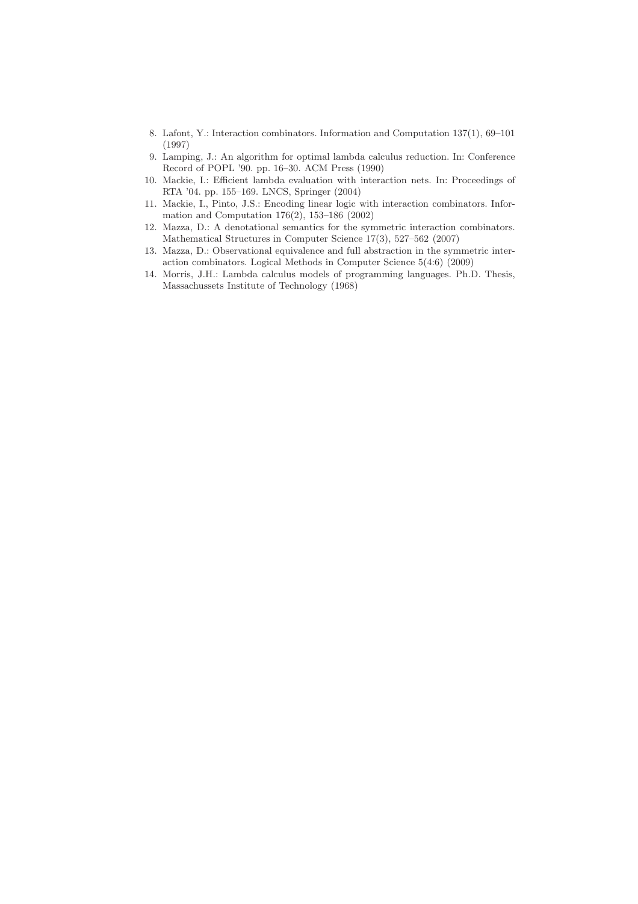8. Lafont, Y.: Interaction combinators. Information and Computation 137(1), 69–101 (1997)
9. Lamping, J.: An algorithm for optimal lambda calculus reduction. In: Conference Record of POPL '90. pp. 16–30. ACM Press (1990)
10. Mackie, I.: Efficient lambda evaluation with interaction nets. In: Proceedings of RTA '04. pp. 155–169. LNCS, Springer (2004)
11. Mackie, I., Pinto, J.S.: Encoding linear logic with interaction combinators. Information and Computation 176(2), 153–186 (2002)
12. Mazza, D.: A denotational semantics for the symmetric interaction combinators. Mathematical Structures in Computer Science 17(3), 527–562 (2007)
13. Mazza, D.: Observational equivalence and full abstraction in the symmetric interaction combinators. Logical Methods in Computer Science 5(4:6) (2009)
14. Morris, J.H.: Lambda calculus models of programming languages. Ph.D. Thesis, Massachussets Institute of Technology (1968)